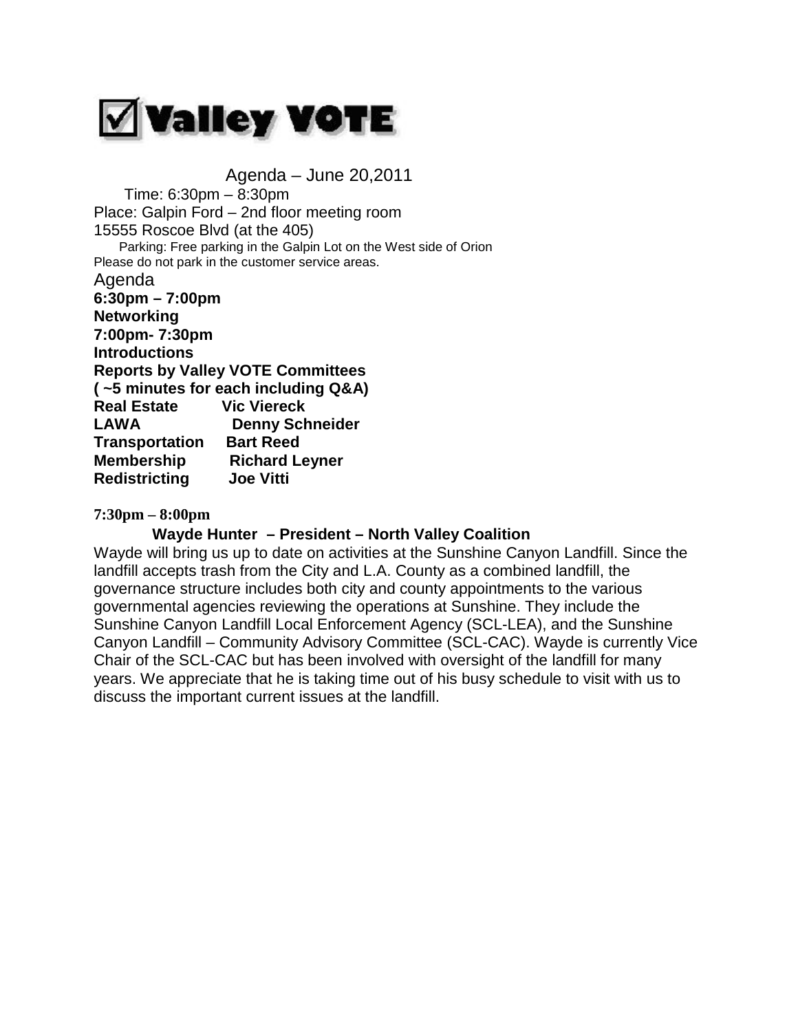# ☑ Valley VOTE

Agenda – June 20,2011

Time: 6:30pm – 8:30pm

Place: Galpin Ford – 2nd floor meeting room

15555 Roscoe Blvd (at the 405)

Parking: Free parking in the Galpin Lot on the West side of Orion

Please do not park in the customer service areas.

Agenda

**6:30pm – 7:00pm**

**Networking**

**7:00pm- 7:30pm**

**Introductions**

**Reports by Valley VOTE Committees**

**( ~5 minutes for each including Q&A)**

| | |
|---|---|
| **Real Estate** | **Vic Viereck** |
| **LAWA** | **Denny Schneider** |
| **Transportation** | **Bart Reed** |
| **Membership** | **Richard Leyner** |
| **Redistricting** | **Joe Vitti** |

**7:30pm – 8:00pm**

**Wayde Hunter – President – North Valley Coalition**

Wayde will bring us up to date on activities at the Sunshine Canyon Landfill. Since the landfill accepts trash from the City and L.A. County as a combined landfill, the governance structure includes both city and county appointments to the various governmental agencies reviewing the operations at Sunshine. They include the Sunshine Canyon Landfill Local Enforcement Agency (SCL-LEA), and the Sunshine Canyon Landfill – Community Advisory Committee (SCL-CAC). Wayde is currently Vice Chair of the SCL-CAC but has been involved with oversight of the landfill for many years. We appreciate that he is taking time out of his busy schedule to visit with us to discuss the important current issues at the landfill.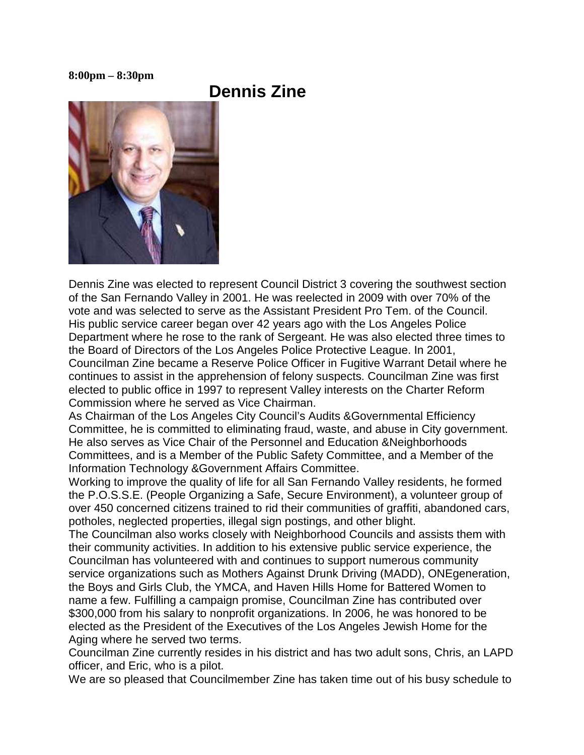**8:00pm – 8:30pm**

# Dennis Zine

Dennis Zine was elected to represent Council District 3 covering the southwest section of the San Fernando Valley in 2001. He was reelected in 2009 with over 70% of the vote and was selected to serve as the Assistant President Pro Tem. of the Council. His public service career began over 42 years ago with the Los Angeles Police Department where he rose to the rank of Sergeant. He was also elected three times to the Board of Directors of the Los Angeles Police Protective League. In 2001, Councilman Zine became a Reserve Police Officer in Fugitive Warrant Detail where he continues to assist in the apprehension of felony suspects. Councilman Zine was first elected to public office in 1997 to represent Valley interests on the Charter Reform Commission where he served as Vice Chairman.

As Chairman of the Los Angeles City Council's Audits &Governmental Efficiency Committee, he is committed to eliminating fraud, waste, and abuse in City government. He also serves as Vice Chair of the Personnel and Education &Neighborhoods Committees, and is a Member of the Public Safety Committee, and a Member of the Information Technology &Government Affairs Committee.

Working to improve the quality of life for all San Fernando Valley residents, he formed the P.O.S.S.E. (People Organizing a Safe, Secure Environment), a volunteer group of over 450 concerned citizens trained to rid their communities of graffiti, abandoned cars, potholes, neglected properties, illegal sign postings, and other blight.

The Councilman also works closely with Neighborhood Councils and assists them with their community activities. In addition to his extensive public service experience, the Councilman has volunteered with and continues to support numerous community service organizations such as Mothers Against Drunk Driving (MADD), ONEgeneration, the Boys and Girls Club, the YMCA, and Haven Hills Home for Battered Women to name a few. Fulfilling a campaign promise, Councilman Zine has contributed over $300,000 from his salary to nonprofit organizations. In 2006, he was honored to be elected as the President of the Executives of the Los Angeles Jewish Home for the Aging where he served two terms.

Councilman Zine currently resides in his district and has two adult sons, Chris, an LAPD officer, and Eric, who is a pilot.

We are so pleased that Councilmember Zine has taken time out of his busy schedule to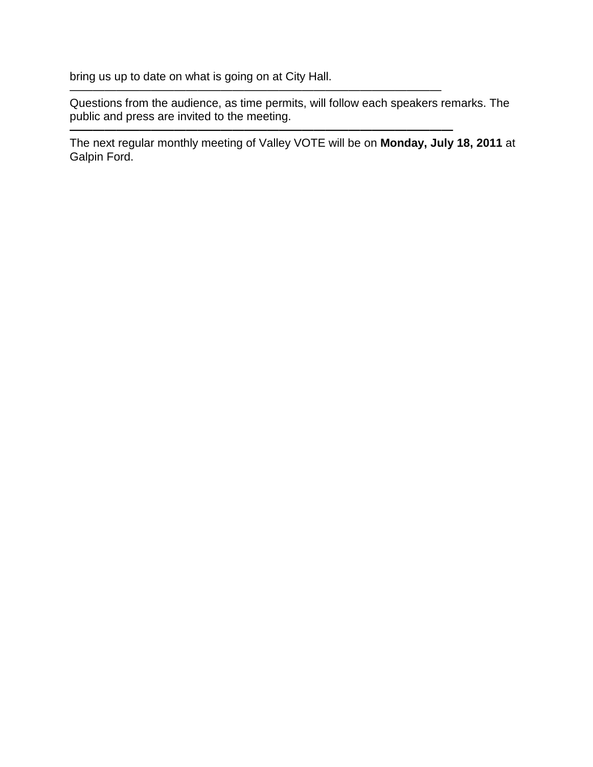bring us up to date on what is going on at City Hall.

---

Questions from the audience, as time permits, will follow each speakers remarks. The public and press are invited to the meeting.

---

The next regular monthly meeting of Valley VOTE will be on **Monday, July 18, 2011** at Galpin Ford.